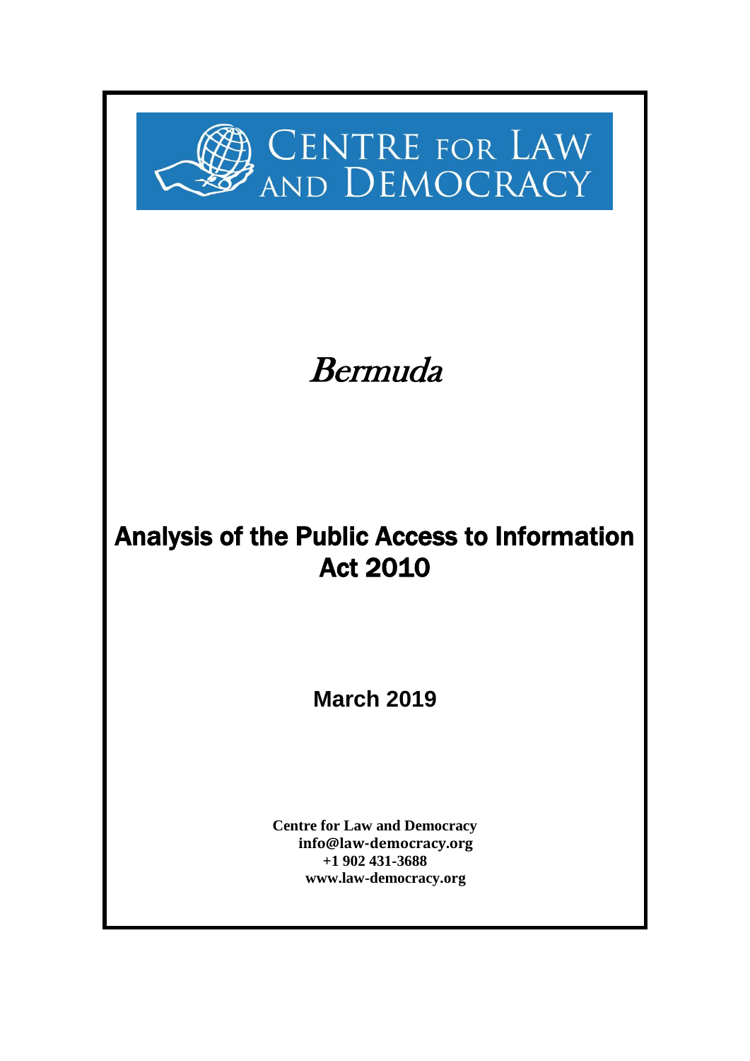# Centre for Law and Democracy

*Bermuda*

## Analysis of the Public Access to Information Act 2010

**March 2019**

**Centre for Law and Democracy**
**info@law-democracy.org**
**+1 902 431-3688**
**www.law-democracy.org**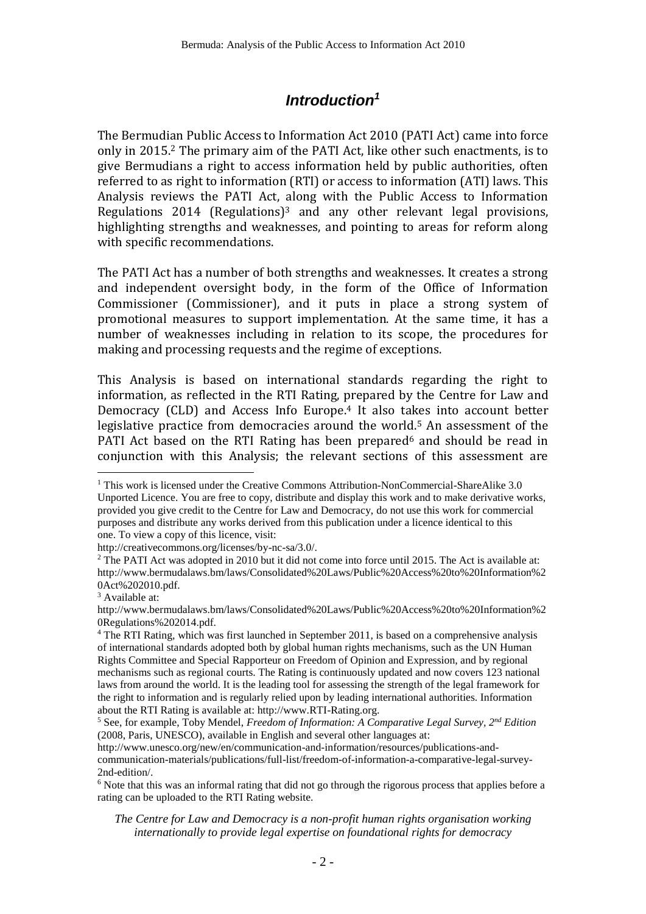# *Introduction*[1]

The Bermudian Public Access to Information Act 2010 (PATI Act) came into force only in 2015.[2] The primary aim of the PATI Act, like other such enactments, is to give Bermudians a right to access information held by public authorities, often referred to as right to information (RTI) or access to information (ATI) laws. This Analysis reviews the PATI Act, along with the Public Access to Information Regulations 2014 (Regulations)[3] and any other relevant legal provisions, highlighting strengths and weaknesses, and pointing to areas for reform along with specific recommendations.

The PATI Act has a number of both strengths and weaknesses. It creates a strong and independent oversight body, in the form of the Office of Information Commissioner (Commissioner), and it puts in place a strong system of promotional measures to support implementation. At the same time, it has a number of weaknesses including in relation to its scope, the procedures for making and processing requests and the regime of exceptions.

This Analysis is based on international standards regarding the right to information, as reflected in the RTI Rating, prepared by the Centre for Law and Democracy (CLD) and Access Info Europe.[4] It also takes into account better legislative practice from democracies around the world.[5] An assessment of the PATI Act based on the RTI Rating has been prepared[6] and should be read in conjunction with this Analysis; the relevant sections of this assessment are

---

[1] This work is licensed under the Creative Commons Attribution-NonCommercial-ShareAlike 3.0 Unported Licence. You are free to copy, distribute and display this work and to make derivative works, provided you give credit to the Centre for Law and Democracy, do not use this work for commercial purposes and distribute any works derived from this publication under a licence identical to this one. To view a copy of this licence, visit: http://creativecommons.org/licenses/by-nc-sa/3.0/.

[2] The PATI Act was adopted in 2010 but it did not come into force until 2015. The Act is available at: http://www.bermudalaws.bm/laws/Consolidated%20Laws/Public%20Access%20to%20Information%20Act%202010.pdf.

[3] Available at: http://www.bermudalaws.bm/laws/Consolidated%20Laws/Public%20Access%20to%20Information%20Regulations%202014.pdf.

[4] The RTI Rating, which was first launched in September 2011, is based on a comprehensive analysis of international standards adopted both by global human rights mechanisms, such as the UN Human Rights Committee and Special Rapporteur on Freedom of Opinion and Expression, and by regional mechanisms such as regional courts. The Rating is continuously updated and now covers 123 national laws from around the world. It is the leading tool for assessing the strength of the legal framework for the right to information and is regularly relied upon by leading international authorities. Information about the RTI Rating is available at: http://www.RTI-Rating.org.

[5] See, for example, Toby Mendel, *Freedom of Information: A Comparative Legal Survey, 2nd Edition* (2008, Paris, UNESCO), available in English and several other languages at: http://www.unesco.org/new/en/communication-and-information/resources/publications-and-communication-materials/publications/full-list/freedom-of-information-a-comparative-legal-survey-2nd-edition/.

[6] Note that this was an informal rating that did not go through the rigorous process that applies before a rating can be uploaded to the RTI Rating website.

*The Centre for Law and Democracy is a non-profit human rights organisation working internationally to provide legal expertise on foundational rights for democracy*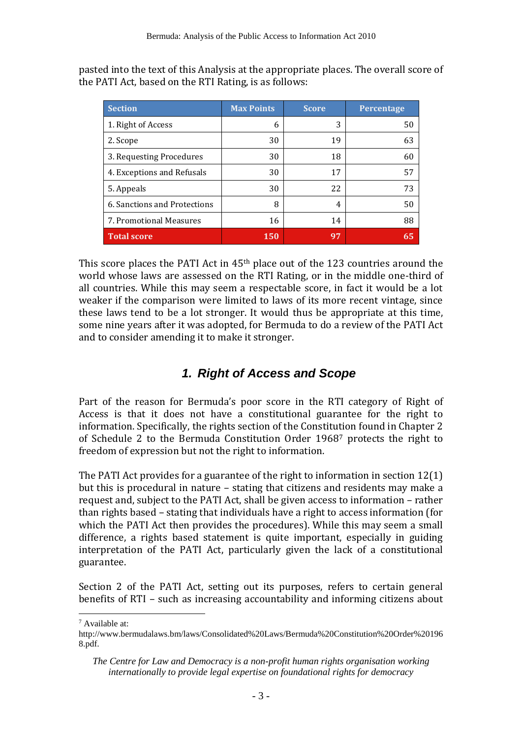pasted into the text of this Analysis at the appropriate places. The overall score of the PATI Act, based on the RTI Rating, is as follows:

| Section | Max Points | Score | Percentage |
|---|---|---|---|
| 1. Right of Access | 6 | 3 | 50 |
| 2. Scope | 30 | 19 | 63 |
| 3. Requesting Procedures | 30 | 18 | 60 |
| 4. Exceptions and Refusals | 30 | 17 | 57 |
| 5. Appeals | 30 | 22 | 73 |
| 6. Sanctions and Protections | 8 | 4 | 50 |
| 7. Promotional Measures | 16 | 14 | 88 |
| **Total score** | **150** | **97** | **65** |

This score places the PATI Act in 45th place out of the 123 countries around the world whose laws are assessed on the RTI Rating, or in the middle one-third of all countries. While this may seem a respectable score, in fact it would be a lot weaker if the comparison were limited to laws of its more recent vintage, since these laws tend to be a lot stronger. It would thus be appropriate at this time, some nine years after it was adopted, for Bermuda to do a review of the PATI Act and to consider amending it to make it stronger.

## 1. Right of Access and Scope

Part of the reason for Bermuda's poor score in the RTI category of Right of Access is that it does not have a constitutional guarantee for the right to information. Specifically, the rights section of the Constitution found in Chapter 2 of Schedule 2 to the Bermuda Constitution Order 1968[7] protects the right to freedom of expression but not the right to information.

The PATI Act provides for a guarantee of the right to information in section 12(1) but this is procedural in nature – stating that citizens and residents may make a request and, subject to the PATI Act, shall be given access to information – rather than rights based – stating that individuals have a right to access information (for which the PATI Act then provides the procedures). While this may seem a small difference, a rights based statement is quite important, especially in guiding interpretation of the PATI Act, particularly given the lack of a constitutional guarantee.

Section 2 of the PATI Act, setting out its purposes, refers to certain general benefits of RTI – such as increasing accountability and informing citizens about

[7] Available at: http://www.bermudalaws.bm/laws/Consolidated%20Laws/Bermuda%20Constitution%20Order%201968.pdf.

*The Centre for Law and Democracy is a non-profit human rights organisation working internationally to provide legal expertise on foundational rights for democracy*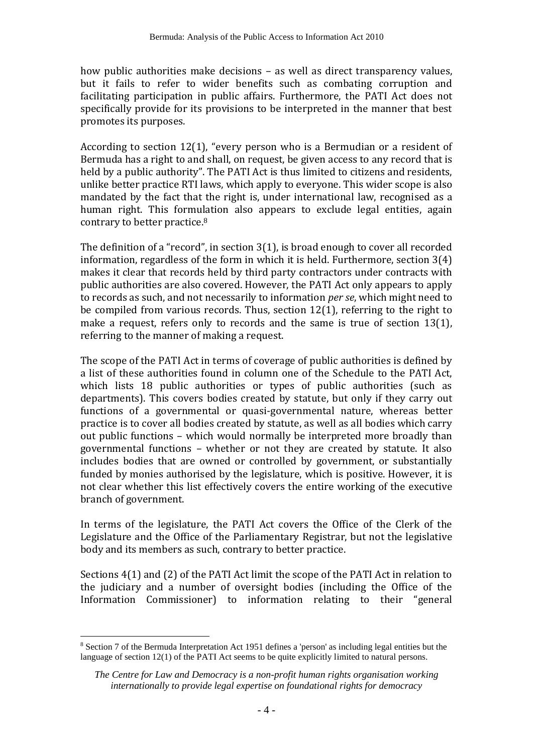how public authorities make decisions – as well as direct transparency values, but it fails to refer to wider benefits such as combating corruption and facilitating participation in public affairs. Furthermore, the PATI Act does not specifically provide for its provisions to be interpreted in the manner that best promotes its purposes.

According to section 12(1), "every person who is a Bermudian or a resident of Bermuda has a right to and shall, on request, be given access to any record that is held by a public authority". The PATI Act is thus limited to citizens and residents, unlike better practice RTI laws, which apply to everyone. This wider scope is also mandated by the fact that the right is, under international law, recognised as a human right. This formulation also appears to exclude legal entities, again contrary to better practice.[8]

The definition of a "record", in section 3(1), is broad enough to cover all recorded information, regardless of the form in which it is held. Furthermore, section 3(4) makes it clear that records held by third party contractors under contracts with public authorities are also covered. However, the PATI Act only appears to apply to records as such, and not necessarily to information *per se*, which might need to be compiled from various records. Thus, section 12(1), referring to the right to make a request, refers only to records and the same is true of section 13(1), referring to the manner of making a request.

The scope of the PATI Act in terms of coverage of public authorities is defined by a list of these authorities found in column one of the Schedule to the PATI Act, which lists 18 public authorities or types of public authorities (such as departments). This covers bodies created by statute, but only if they carry out functions of a governmental or quasi-governmental nature, whereas better practice is to cover all bodies created by statute, as well as all bodies which carry out public functions – which would normally be interpreted more broadly than governmental functions – whether or not they are created by statute. It also includes bodies that are owned or controlled by government, or substantially funded by monies authorised by the legislature, which is positive. However, it is not clear whether this list effectively covers the entire working of the executive branch of government.

In terms of the legislature, the PATI Act covers the Office of the Clerk of the Legislature and the Office of the Parliamentary Registrar, but not the legislative body and its members as such, contrary to better practice.

Sections 4(1) and (2) of the PATI Act limit the scope of the PATI Act in relation to the judiciary and a number of oversight bodies (including the Office of the Information Commissioner) to information relating to their "general

---

[8] Section 7 of the Bermuda Interpretation Act 1951 defines a 'person' as including legal entities but the language of section 12(1) of the PATI Act seems to be quite explicitly limited to natural persons.

*The Centre for Law and Democracy is a non-profit human rights organisation working internationally to provide legal expertise on foundational rights for democracy*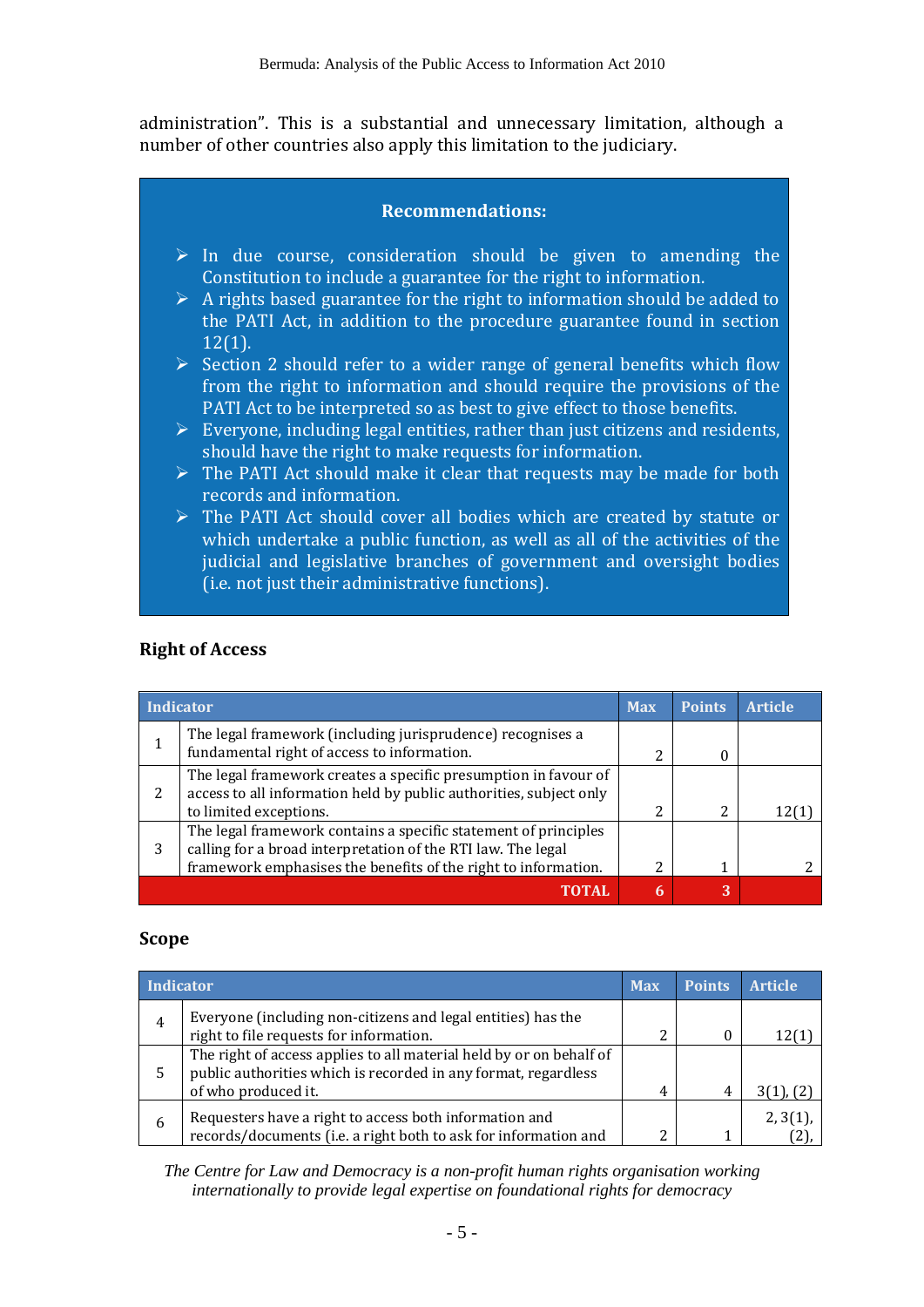administration". This is a substantial and unnecessary limitation, although a number of other countries also apply this limitation to the judiciary.

**Recommendations:**

- In due course, consideration should be given to amending the Constitution to include a guarantee for the right to information.
- A rights based guarantee for the right to information should be added to the PATI Act, in addition to the procedure guarantee found in section 12(1).
- Section 2 should refer to a wider range of general benefits which flow from the right to information and should require the provisions of the PATI Act to be interpreted so as best to give effect to those benefits.
- Everyone, including legal entities, rather than just citizens and residents, should have the right to make requests for information.
- The PATI Act should make it clear that requests may be made for both records and information.
- The PATI Act should cover all bodies which are created by statute or which undertake a public function, as well as all of the activities of the judicial and legislative branches of government and oversight bodies (i.e. not just their administrative functions).

## Right of Access

| | Indicator | Max | Points | Article |
|---|---|---|---|---|
| 1 | The legal framework (including jurisprudence) recognises a fundamental right of access to information. | 2 | 0 | |
| 2 | The legal framework creates a specific presumption in favour of access to all information held by public authorities, subject only to limited exceptions. | 2 | 2 | 12(1) |
| 3 | The legal framework contains a specific statement of principles calling for a broad interpretation of the RTI law. The legal framework emphasises the benefits of the right to information. | 2 | 1 | 2 |
| | **TOTAL** | **6** | **3** | |

## Scope

| | Indicator | Max | Points | Article |
|---|---|---|---|---|
| 4 | Everyone (including non-citizens and legal entities) has the right to file requests for information. | 2 | 0 | 12(1) |
| 5 | The right of access applies to all material held by or on behalf of public authorities which is recorded in any format, regardless of who produced it. | 4 | 4 | 3(1), (2) |
| 6 | Requesters have a right to access both information and records/documents (i.e. a right both to ask for information and | 2 | 1 | 2, 3(1), (2), |

*The Centre for Law and Democracy is a non-profit human rights organisation working internationally to provide legal expertise on foundational rights for democracy*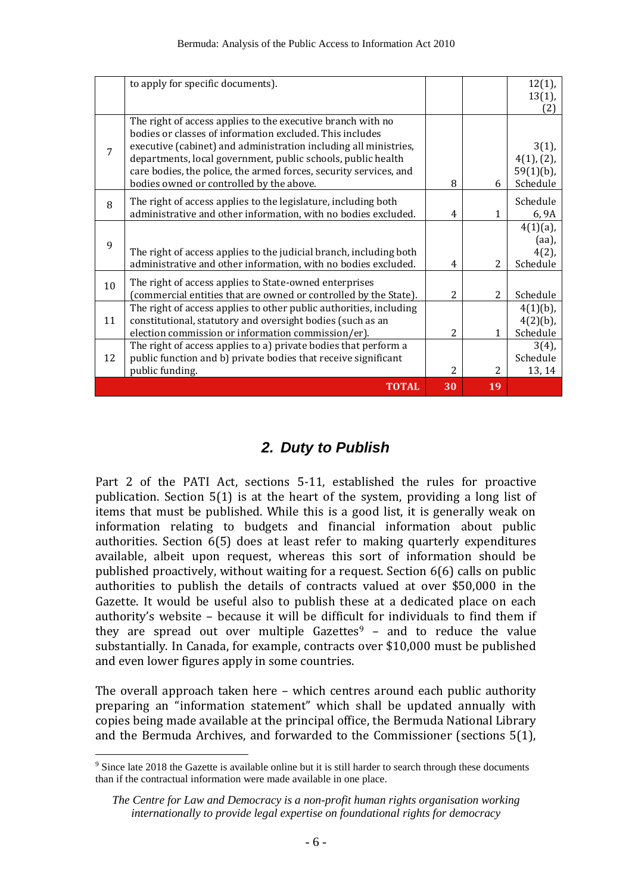| | | | | |
|---|---|---|---|---|
| | to apply for specific documents). | | | 12(1), 13(1), (2) |
| 7 | The right of access applies to the executive branch with no bodies or classes of information excluded. This includes executive (cabinet) and administration including all ministries, departments, local government, public schools, public health care bodies, the police, the armed forces, security services, and bodies owned or controlled by the above. | 8 | 6 | 3(1), 4(1), (2), 59(1)(b), Schedule |
| 8 | The right of access applies to the legislature, including both administrative and other information, with no bodies excluded. | 4 | 1 | Schedule 6, 9A |
| 9 | The right of access applies to the judicial branch, including both administrative and other information, with no bodies excluded. | 4 | 2 | 4(1)(a), (aa), 4(2), Schedule |
| 10 | The right of access applies to State-owned enterprises (commercial entities that are owned or controlled by the State). | 2 | 2 | Schedule |
| 11 | The right of access applies to other public authorities, including constitutional, statutory and oversight bodies (such as an election commission or information commission/er). | 2 | 1 | 4(1)(b), 4(2)(b), Schedule |
| 12 | The right of access applies to a) private bodies that perform a public function and b) private bodies that receive significant public funding. | 2 | 2 | 3(4), Schedule 13, 14 |
| | **TOTAL** | **30** | **19** | |

## *2. Duty to Publish*

Part 2 of the PATI Act, sections 5-11, established the rules for proactive publication. Section 5(1) is at the heart of the system, providing a long list of items that must be published. While this is a good list, it is generally weak on information relating to budgets and financial information about public authorities. Section 6(5) does at least refer to making quarterly expenditures available, albeit upon request, whereas this sort of information should be published proactively, without waiting for a request. Section 6(6) calls on public authorities to publish the details of contracts valued at over $50,000 in the Gazette. It would be useful also to publish these at a dedicated place on each authority's website – because it will be difficult for individuals to find them if they are spread out over multiple Gazettes[9] – and to reduce the value substantially. In Canada, for example, contracts over $10,000 must be published and even lower figures apply in some countries.

The overall approach taken here – which centres around each public authority preparing an "information statement" which shall be updated annually with copies being made available at the principal office, the Bermuda National Library and the Bermuda Archives, and forwarded to the Commissioner (sections 5(1),

[9] Since late 2018 the Gazette is available online but it is still harder to search through these documents than if the contractual information were made available in one place.

*The Centre for Law and Democracy is a non-profit human rights organisation working internationally to provide legal expertise on foundational rights for democracy*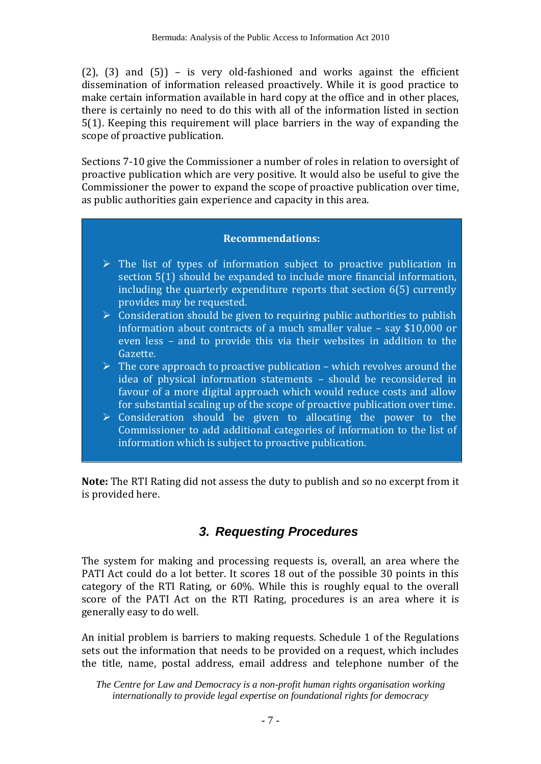(2), (3) and (5)) – is very old-fashioned and works against the efficient dissemination of information released proactively. While it is good practice to make certain information available in hard copy at the office and in other places, there is certainly no need to do this with all of the information listed in section 5(1). Keeping this requirement will place barriers in the way of expanding the scope of proactive publication.

Sections 7-10 give the Commissioner a number of roles in relation to oversight of proactive publication which are very positive. It would also be useful to give the Commissioner the power to expand the scope of proactive publication over time, as public authorities gain experience and capacity in this area.

**Recommendations:**

- The list of types of information subject to proactive publication in section 5(1) should be expanded to include more financial information, including the quarterly expenditure reports that section 6(5) currently provides may be requested.
- Consideration should be given to requiring public authorities to publish information about contracts of a much smaller value – say $10,000 or even less – and to provide this via their websites in addition to the Gazette.
- The core approach to proactive publication – which revolves around the idea of physical information statements – should be reconsidered in favour of a more digital approach which would reduce costs and allow for substantial scaling up of the scope of proactive publication over time.
- Consideration should be given to allocating the power to the Commissioner to add additional categories of information to the list of information which is subject to proactive publication.

**Note:** The RTI Rating did not assess the duty to publish and so no excerpt from it is provided here.

## 3. Requesting Procedures

The system for making and processing requests is, overall, an area where the PATI Act could do a lot better. It scores 18 out of the possible 30 points in this category of the RTI Rating, or 60%. While this is roughly equal to the overall score of the PATI Act on the RTI Rating, procedures is an area where it is generally easy to do well.

An initial problem is barriers to making requests. Schedule 1 of the Regulations sets out the information that needs to be provided on a request, which includes the title, name, postal address, email address and telephone number of the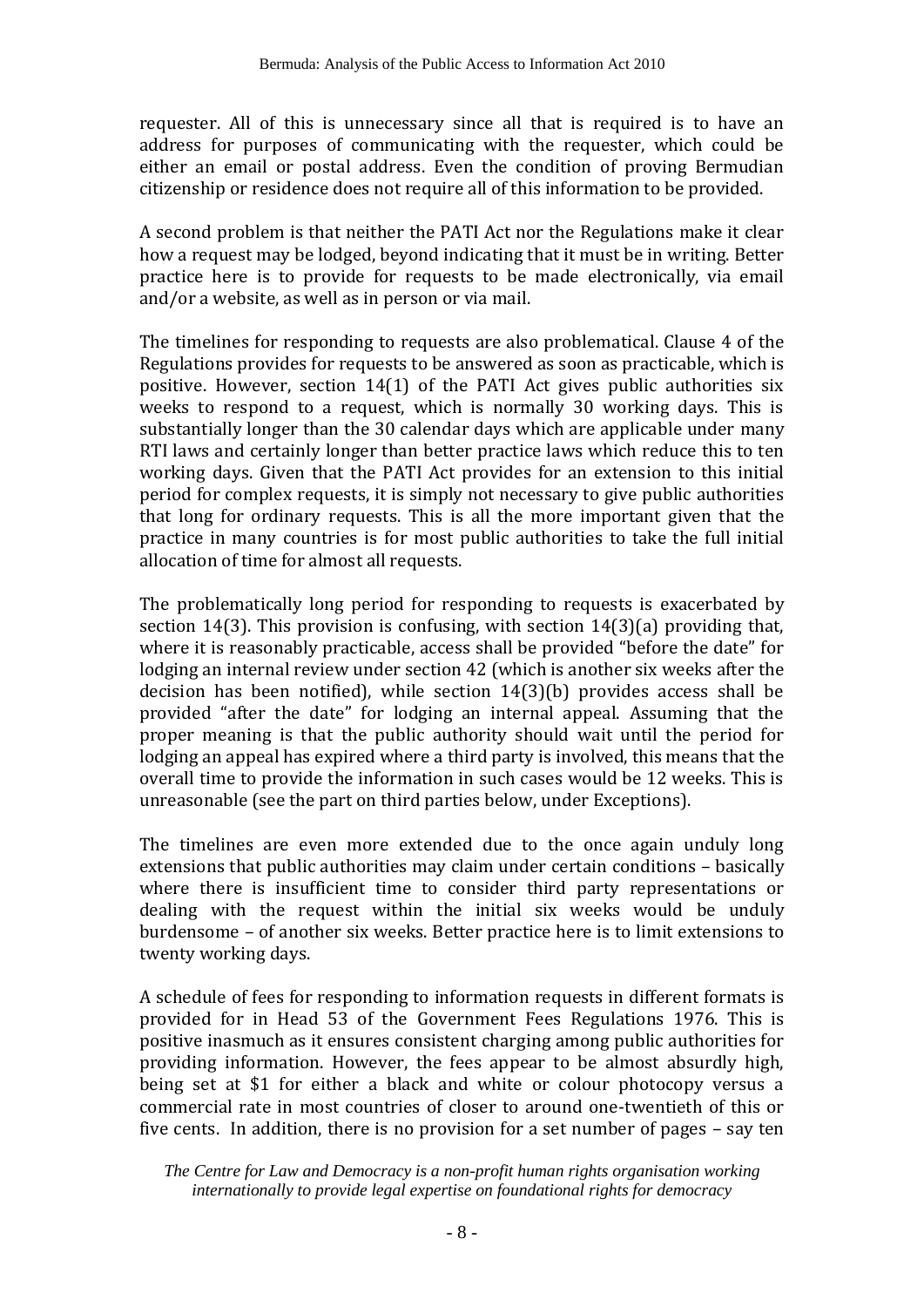requester. All of this is unnecessary since all that is required is to have an address for purposes of communicating with the requester, which could be either an email or postal address. Even the condition of proving Bermudian citizenship or residence does not require all of this information to be provided.

A second problem is that neither the PATI Act nor the Regulations make it clear how a request may be lodged, beyond indicating that it must be in writing. Better practice here is to provide for requests to be made electronically, via email and/or a website, as well as in person or via mail.

The timelines for responding to requests are also problematical. Clause 4 of the Regulations provides for requests to be answered as soon as practicable, which is positive. However, section 14(1) of the PATI Act gives public authorities six weeks to respond to a request, which is normally 30 working days. This is substantially longer than the 30 calendar days which are applicable under many RTI laws and certainly longer than better practice laws which reduce this to ten working days. Given that the PATI Act provides for an extension to this initial period for complex requests, it is simply not necessary to give public authorities that long for ordinary requests. This is all the more important given that the practice in many countries is for most public authorities to take the full initial allocation of time for almost all requests.

The problematically long period for responding to requests is exacerbated by section 14(3). This provision is confusing, with section 14(3)(a) providing that, where it is reasonably practicable, access shall be provided "before the date" for lodging an internal review under section 42 (which is another six weeks after the decision has been notified), while section 14(3)(b) provides access shall be provided "after the date" for lodging an internal appeal. Assuming that the proper meaning is that the public authority should wait until the period for lodging an appeal has expired where a third party is involved, this means that the overall time to provide the information in such cases would be 12 weeks. This is unreasonable (see the part on third parties below, under Exceptions).

The timelines are even more extended due to the once again unduly long extensions that public authorities may claim under certain conditions – basically where there is insufficient time to consider third party representations or dealing with the request within the initial six weeks would be unduly burdensome – of another six weeks. Better practice here is to limit extensions to twenty working days.

A schedule of fees for responding to information requests in different formats is provided for in Head 53 of the Government Fees Regulations 1976. This is positive inasmuch as it ensures consistent charging among public authorities for providing information. However, the fees appear to be almost absurdly high, being set at $1 for either a black and white or colour photocopy versus a commercial rate in most countries of closer to around one-twentieth of this or five cents. In addition, there is no provision for a set number of pages – say ten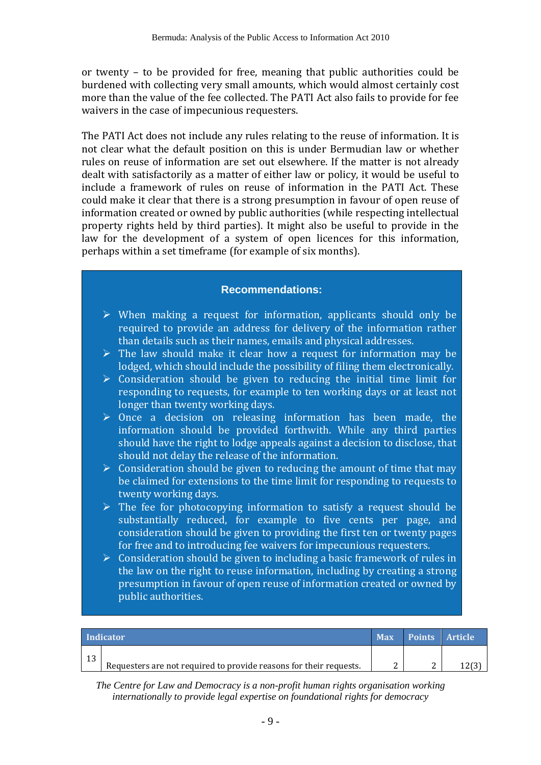or twenty – to be provided for free, meaning that public authorities could be burdened with collecting very small amounts, which would almost certainly cost more than the value of the fee collected. The PATI Act also fails to provide for fee waivers in the case of impecunious requesters.

The PATI Act does not include any rules relating to the reuse of information. It is not clear what the default position on this is under Bermudian law or whether rules on reuse of information are set out elsewhere. If the matter is not already dealt with satisfactorily as a matter of either law or policy, it would be useful to include a framework of rules on reuse of information in the PATI Act. These could make it clear that there is a strong presumption in favour of open reuse of information created or owned by public authorities (while respecting intellectual property rights held by third parties). It might also be useful to provide in the law for the development of a system of open licences for this information, perhaps within a set timeframe (for example of six months).

### Recommendations:

- When making a request for information, applicants should only be required to provide an address for delivery of the information rather than details such as their names, emails and physical addresses.
- The law should make it clear how a request for information may be lodged, which should include the possibility of filing them electronically.
- Consideration should be given to reducing the initial time limit for responding to requests, for example to ten working days or at least not longer than twenty working days.
- Once a decision on releasing information has been made, the information should be provided forthwith. While any third parties should have the right to lodge appeals against a decision to disclose, that should not delay the release of the information.
- Consideration should be given to reducing the amount of time that may be claimed for extensions to the time limit for responding to requests to twenty working days.
- The fee for photocopying information to satisfy a request should be substantially reduced, for example to five cents per page, and consideration should be given to providing the first ten or twenty pages for free and to introducing fee waivers for impecunious requesters.
- Consideration should be given to including a basic framework of rules in the law on the right to reuse information, including by creating a strong presumption in favour of open reuse of information created or owned by public authorities.

| | Indicator | Max | Points | Article |
|---|---|---|---|---|
| 13 | Requesters are not required to provide reasons for their requests. | 2 | 2 | 12(3) |

*The Centre for Law and Democracy is a non-profit human rights organisation working internationally to provide legal expertise on foundational rights for democracy*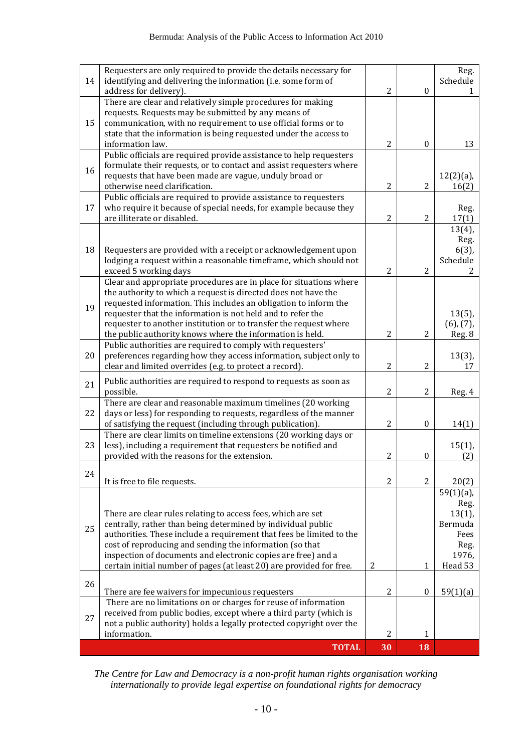| | | | | |
|---|---|---|---|---|
| 14 | Requesters are only required to provide the details necessary for identifying and delivering the information (i.e. some form of address for delivery). | 2 | 0 | Reg. Schedule 1 |
| 15 | There are clear and relatively simple procedures for making requests. Requests may be submitted by any means of communication, with no requirement to use official forms or to state that the information is being requested under the access to information law. | 2 | 0 | 13 |
| 16 | Public officials are required provide assistance to help requesters formulate their requests, or to contact and assist requesters where requests that have been made are vague, unduly broad or otherwise need clarification. | 2 | 2 | 12(2)(a), 16(2) |
| 17 | Public officials are required to provide assistance to requesters who require it because of special needs, for example because they are illiterate or disabled. | 2 | 2 | Reg. 17(1) |
| 18 | Requesters are provided with a receipt or acknowledgement upon lodging a request within a reasonable timeframe, which should not exceed 5 working days | 2 | 2 | 13(4), Reg. 6(3), Schedule 2 |
| 19 | Clear and appropriate procedures are in place for situations where the authority to which a request is directed does not have the requested information. This includes an obligation to inform the requester that the information is not held and to refer the requester to another institution or to transfer the request where the public authority knows where the information is held. | 2 | 2 | 13(5), (6), (7), Reg. 8 |
| 20 | Public authorities are required to comply with requesters' preferences regarding how they access information, subject only to clear and limited overrides (e.g. to protect a record). | 2 | 2 | 13(3), 17 |
| 21 | Public authorities are required to respond to requests as soon as possible. | 2 | 2 | Reg. 4 |
| 22 | There are clear and reasonable maximum timelines (20 working days or less) for responding to requests, regardless of the manner of satisfying the request (including through publication). | 2 | 0 | 14(1) |
| 23 | There are clear limits on timeline extensions (20 working days or less), including a requirement that requesters be notified and provided with the reasons for the extension. | 2 | 0 | 15(1), (2) |
| 24 | It is free to file requests. | 2 | 2 | 20(2) |
| 25 | There are clear rules relating to access fees, which are set centrally, rather than being determined by individual public authorities. These include a requirement that fees be limited to the cost of reproducing and sending the information (so that inspection of documents and electronic copies are free) and a certain initial number of pages (at least 20) are provided for free. | 2 | 1 | 59(1)(a), Reg. 13(1), Bermuda Fees Reg. 1976, Head 53 |
| 26 | There are fee waivers for impecunious requesters | 2 | 0 | 59(1)(a) |
| 27 | There are no limitations on or charges for reuse of information received from public bodies, except where a third party (which is not a public authority) holds a legally protected copyright over the information. | 2 | 1 | |
| | **TOTAL** | **30** | **18** | |

*The Centre for Law and Democracy is a non-profit human rights organisation working internationally to provide legal expertise on foundational rights for democracy*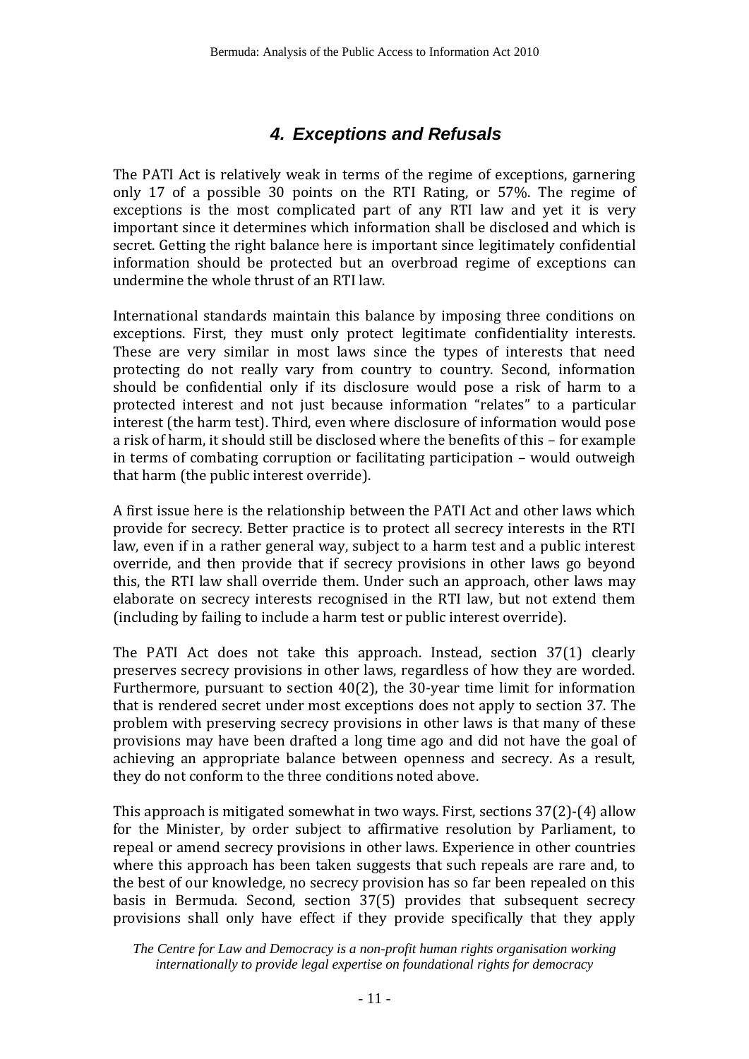## 4. Exceptions and Refusals

The PATI Act is relatively weak in terms of the regime of exceptions, garnering only 17 of a possible 30 points on the RTI Rating, or 57%. The regime of exceptions is the most complicated part of any RTI law and yet it is very important since it determines which information shall be disclosed and which is secret. Getting the right balance here is important since legitimately confidential information should be protected but an overbroad regime of exceptions can undermine the whole thrust of an RTI law.

International standards maintain this balance by imposing three conditions on exceptions. First, they must only protect legitimate confidentiality interests. These are very similar in most laws since the types of interests that need protecting do not really vary from country to country. Second, information should be confidential only if its disclosure would pose a risk of harm to a protected interest and not just because information "relates" to a particular interest (the harm test). Third, even where disclosure of information would pose a risk of harm, it should still be disclosed where the benefits of this – for example in terms of combating corruption or facilitating participation – would outweigh that harm (the public interest override).

A first issue here is the relationship between the PATI Act and other laws which provide for secrecy. Better practice is to protect all secrecy interests in the RTI law, even if in a rather general way, subject to a harm test and a public interest override, and then provide that if secrecy provisions in other laws go beyond this, the RTI law shall override them. Under such an approach, other laws may elaborate on secrecy interests recognised in the RTI law, but not extend them (including by failing to include a harm test or public interest override).

The PATI Act does not take this approach. Instead, section 37(1) clearly preserves secrecy provisions in other laws, regardless of how they are worded. Furthermore, pursuant to section 40(2), the 30-year time limit for information that is rendered secret under most exceptions does not apply to section 37. The problem with preserving secrecy provisions in other laws is that many of these provisions may have been drafted a long time ago and did not have the goal of achieving an appropriate balance between openness and secrecy. As a result, they do not conform to the three conditions noted above.

This approach is mitigated somewhat in two ways. First, sections 37(2)-(4) allow for the Minister, by order subject to affirmative resolution by Parliament, to repeal or amend secrecy provisions in other laws. Experience in other countries where this approach has been taken suggests that such repeals are rare and, to the best of our knowledge, no secrecy provision has so far been repealed on this basis in Bermuda. Second, section 37(5) provides that subsequent secrecy provisions shall only have effect if they provide specifically that they apply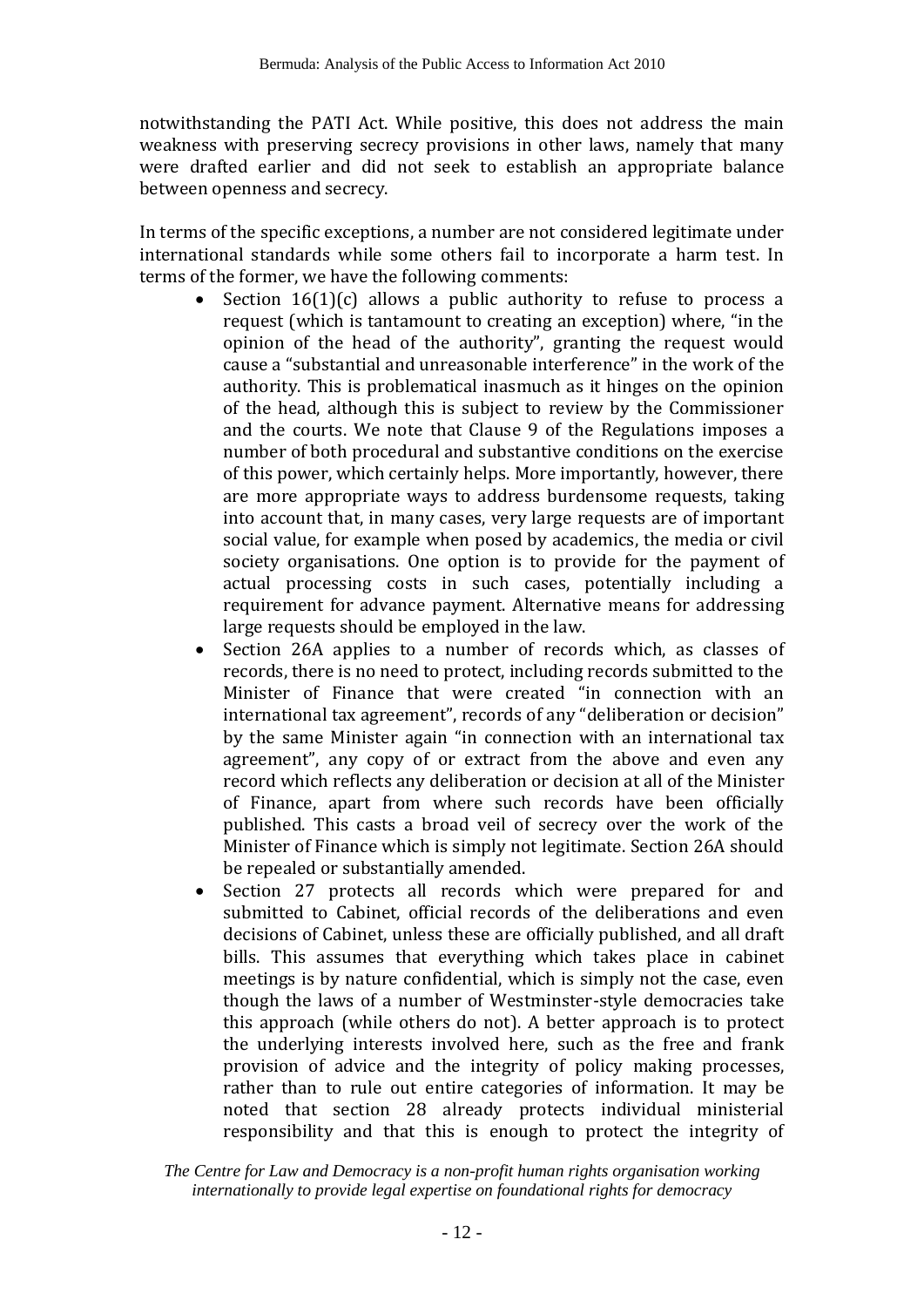notwithstanding the PATI Act. While positive, this does not address the main weakness with preserving secrecy provisions in other laws, namely that many were drafted earlier and did not seek to establish an appropriate balance between openness and secrecy.

In terms of the specific exceptions, a number are not considered legitimate under international standards while some others fail to incorporate a harm test. In terms of the former, we have the following comments:

- Section 16(1)(c) allows a public authority to refuse to process a request (which is tantamount to creating an exception) where, "in the opinion of the head of the authority", granting the request would cause a "substantial and unreasonable interference" in the work of the authority. This is problematical inasmuch as it hinges on the opinion of the head, although this is subject to review by the Commissioner and the courts. We note that Clause 9 of the Regulations imposes a number of both procedural and substantive conditions on the exercise of this power, which certainly helps. More importantly, however, there are more appropriate ways to address burdensome requests, taking into account that, in many cases, very large requests are of important social value, for example when posed by academics, the media or civil society organisations. One option is to provide for the payment of actual processing costs in such cases, potentially including a requirement for advance payment. Alternative means for addressing large requests should be employed in the law.
- Section 26A applies to a number of records which, as classes of records, there is no need to protect, including records submitted to the Minister of Finance that were created "in connection with an international tax agreement", records of any "deliberation or decision" by the same Minister again "in connection with an international tax agreement", any copy of or extract from the above and even any record which reflects any deliberation or decision at all of the Minister of Finance, apart from where such records have been officially published. This casts a broad veil of secrecy over the work of the Minister of Finance which is simply not legitimate. Section 26A should be repealed or substantially amended.
- Section 27 protects all records which were prepared for and submitted to Cabinet, official records of the deliberations and even decisions of Cabinet, unless these are officially published, and all draft bills. This assumes that everything which takes place in cabinet meetings is by nature confidential, which is simply not the case, even though the laws of a number of Westminster-style democracies take this approach (while others do not). A better approach is to protect the underlying interests involved here, such as the free and frank provision of advice and the integrity of policy making processes, rather than to rule out entire categories of information. It may be noted that section 28 already protects individual ministerial responsibility and that this is enough to protect the integrity of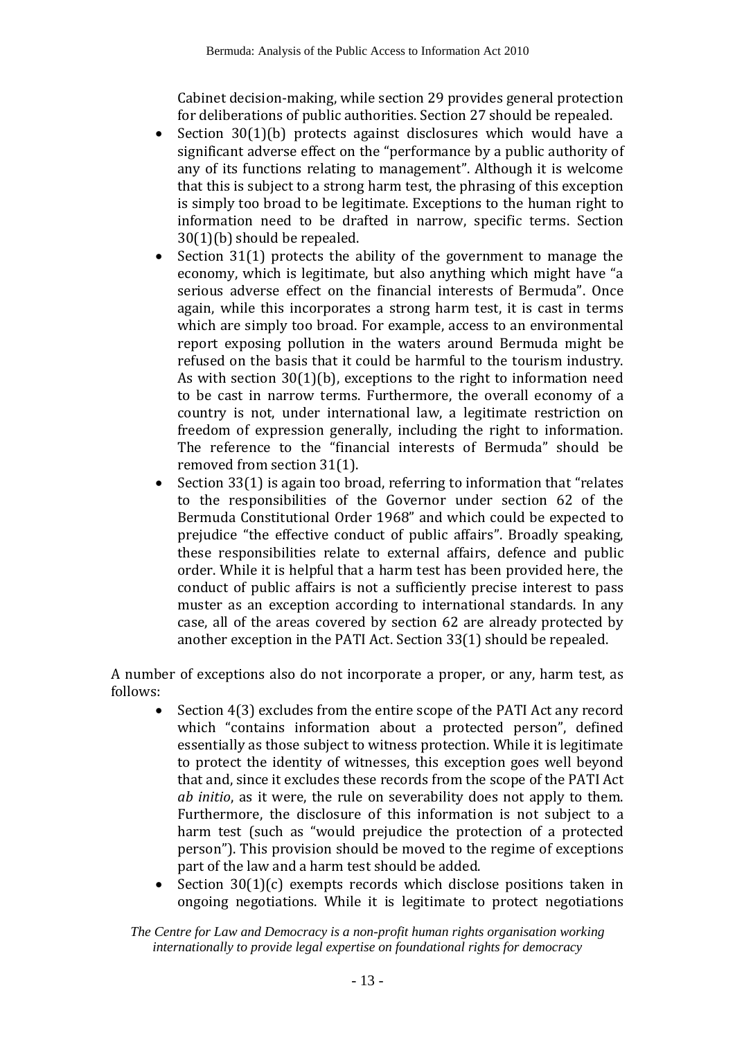Cabinet decision-making, while section 29 provides general protection for deliberations of public authorities. Section 27 should be repealed.

- Section 30(1)(b) protects against disclosures which would have a significant adverse effect on the "performance by a public authority of any of its functions relating to management". Although it is welcome that this is subject to a strong harm test, the phrasing of this exception is simply too broad to be legitimate. Exceptions to the human right to information need to be drafted in narrow, specific terms. Section 30(1)(b) should be repealed.
- Section 31(1) protects the ability of the government to manage the economy, which is legitimate, but also anything which might have "a serious adverse effect on the financial interests of Bermuda". Once again, while this incorporates a strong harm test, it is cast in terms which are simply too broad. For example, access to an environmental report exposing pollution in the waters around Bermuda might be refused on the basis that it could be harmful to the tourism industry. As with section 30(1)(b), exceptions to the right to information need to be cast in narrow terms. Furthermore, the overall economy of a country is not, under international law, a legitimate restriction on freedom of expression generally, including the right to information. The reference to the "financial interests of Bermuda" should be removed from section 31(1).
- Section 33(1) is again too broad, referring to information that "relates to the responsibilities of the Governor under section 62 of the Bermuda Constitutional Order 1968" and which could be expected to prejudice "the effective conduct of public affairs". Broadly speaking, these responsibilities relate to external affairs, defence and public order. While it is helpful that a harm test has been provided here, the conduct of public affairs is not a sufficiently precise interest to pass muster as an exception according to international standards. In any case, all of the areas covered by section 62 are already protected by another exception in the PATI Act. Section 33(1) should be repealed.

A number of exceptions also do not incorporate a proper, or any, harm test, as follows:

- Section 4(3) excludes from the entire scope of the PATI Act any record which "contains information about a protected person", defined essentially as those subject to witness protection. While it is legitimate to protect the identity of witnesses, this exception goes well beyond that and, since it excludes these records from the scope of the PATI Act *ab initio*, as it were, the rule on severability does not apply to them. Furthermore, the disclosure of this information is not subject to a harm test (such as "would prejudice the protection of a protected person"). This provision should be moved to the regime of exceptions part of the law and a harm test should be added.
- Section 30(1)(c) exempts records which disclose positions taken in ongoing negotiations. While it is legitimate to protect negotiations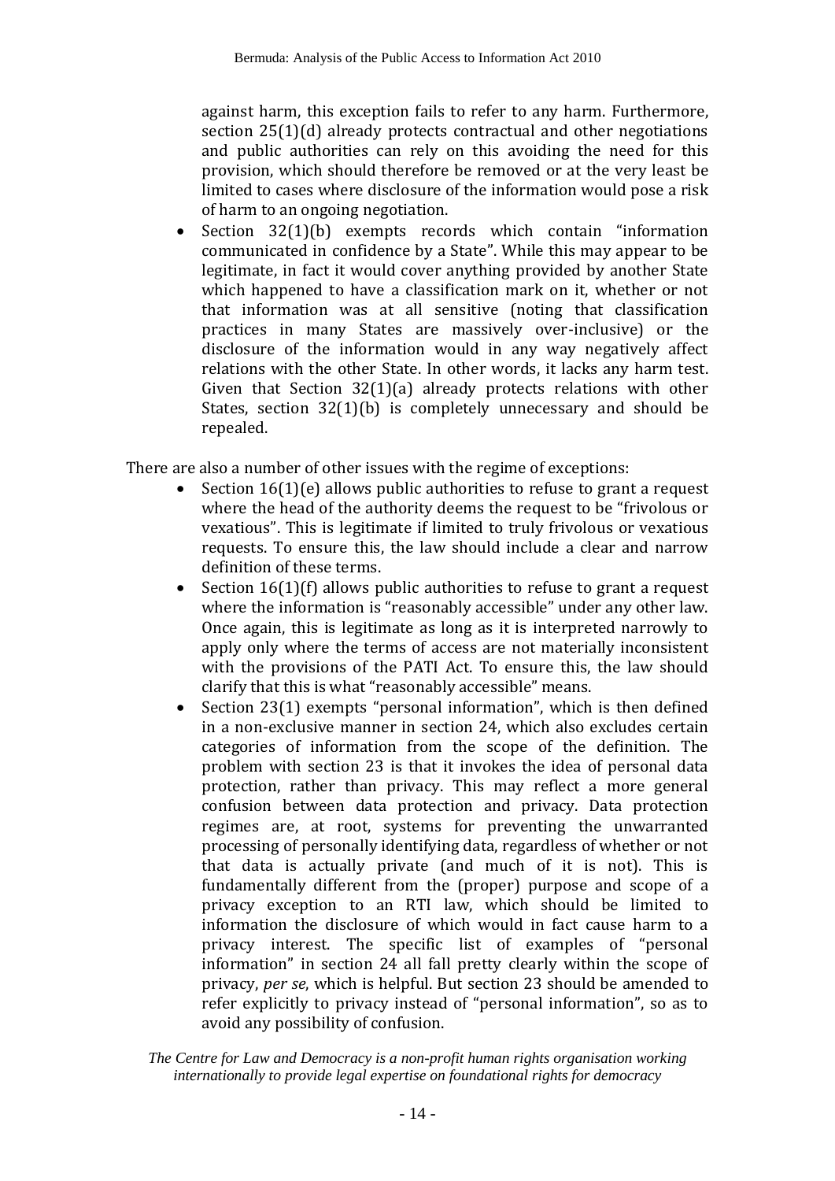against harm, this exception fails to refer to any harm. Furthermore, section 25(1)(d) already protects contractual and other negotiations and public authorities can rely on this avoiding the need for this provision, which should therefore be removed or at the very least be limited to cases where disclosure of the information would pose a risk of harm to an ongoing negotiation.

- Section 32(1)(b) exempts records which contain "information communicated in confidence by a State". While this may appear to be legitimate, in fact it would cover anything provided by another State which happened to have a classification mark on it, whether or not that information was at all sensitive (noting that classification practices in many States are massively over-inclusive) or the disclosure of the information would in any way negatively affect relations with the other State. In other words, it lacks any harm test. Given that Section 32(1)(a) already protects relations with other States, section 32(1)(b) is completely unnecessary and should be repealed.

There are also a number of other issues with the regime of exceptions:

- Section 16(1)(e) allows public authorities to refuse to grant a request where the head of the authority deems the request to be "frivolous or vexatious". This is legitimate if limited to truly frivolous or vexatious requests. To ensure this, the law should include a clear and narrow definition of these terms.
- Section 16(1)(f) allows public authorities to refuse to grant a request where the information is "reasonably accessible" under any other law. Once again, this is legitimate as long as it is interpreted narrowly to apply only where the terms of access are not materially inconsistent with the provisions of the PATI Act. To ensure this, the law should clarify that this is what "reasonably accessible" means.
- Section 23(1) exempts "personal information", which is then defined in a non-exclusive manner in section 24, which also excludes certain categories of information from the scope of the definition. The problem with section 23 is that it invokes the idea of personal data protection, rather than privacy. This may reflect a more general confusion between data protection and privacy. Data protection regimes are, at root, systems for preventing the unwarranted processing of personally identifying data, regardless of whether or not that data is actually private (and much of it is not). This is fundamentally different from the (proper) purpose and scope of a privacy exception to an RTI law, which should be limited to information the disclosure of which would in fact cause harm to a privacy interest. The specific list of examples of "personal information" in section 24 all fall pretty clearly within the scope of privacy, *per se*, which is helpful. But section 23 should be amended to refer explicitly to privacy instead of "personal information", so as to avoid any possibility of confusion.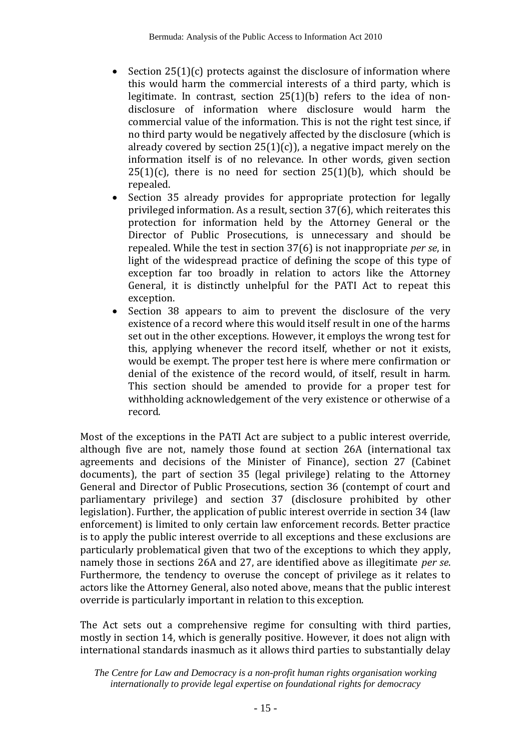- Section 25(1)(c) protects against the disclosure of information where this would harm the commercial interests of a third party, which is legitimate. In contrast, section 25(1)(b) refers to the idea of non-disclosure of information where disclosure would harm the commercial value of the information. This is not the right test since, if no third party would be negatively affected by the disclosure (which is already covered by section 25(1)(c)), a negative impact merely on the information itself is of no relevance. In other words, given section 25(1)(c), there is no need for section 25(1)(b), which should be repealed.
- Section 35 already provides for appropriate protection for legally privileged information. As a result, section 37(6), which reiterates this protection for information held by the Attorney General or the Director of Public Prosecutions, is unnecessary and should be repealed. While the test in section 37(6) is not inappropriate *per se*, in light of the widespread practice of defining the scope of this type of exception far too broadly in relation to actors like the Attorney General, it is distinctly unhelpful for the PATI Act to repeat this exception.
- Section 38 appears to aim to prevent the disclosure of the very existence of a record where this would itself result in one of the harms set out in the other exceptions. However, it employs the wrong test for this, applying whenever the record itself, whether or not it exists, would be exempt. The proper test here is where mere confirmation or denial of the existence of the record would, of itself, result in harm. This section should be amended to provide for a proper test for withholding acknowledgement of the very existence or otherwise of a record.

Most of the exceptions in the PATI Act are subject to a public interest override, although five are not, namely those found at section 26A (international tax agreements and decisions of the Minister of Finance), section 27 (Cabinet documents), the part of section 35 (legal privilege) relating to the Attorney General and Director of Public Prosecutions, section 36 (contempt of court and parliamentary privilege) and section 37 (disclosure prohibited by other legislation). Further, the application of public interest override in section 34 (law enforcement) is limited to only certain law enforcement records. Better practice is to apply the public interest override to all exceptions and these exclusions are particularly problematical given that two of the exceptions to which they apply, namely those in sections 26A and 27, are identified above as illegitimate *per se*. Furthermore, the tendency to overuse the concept of privilege as it relates to actors like the Attorney General, also noted above, means that the public interest override is particularly important in relation to this exception.

The Act sets out a comprehensive regime for consulting with third parties, mostly in section 14, which is generally positive. However, it does not align with international standards inasmuch as it allows third parties to substantially delay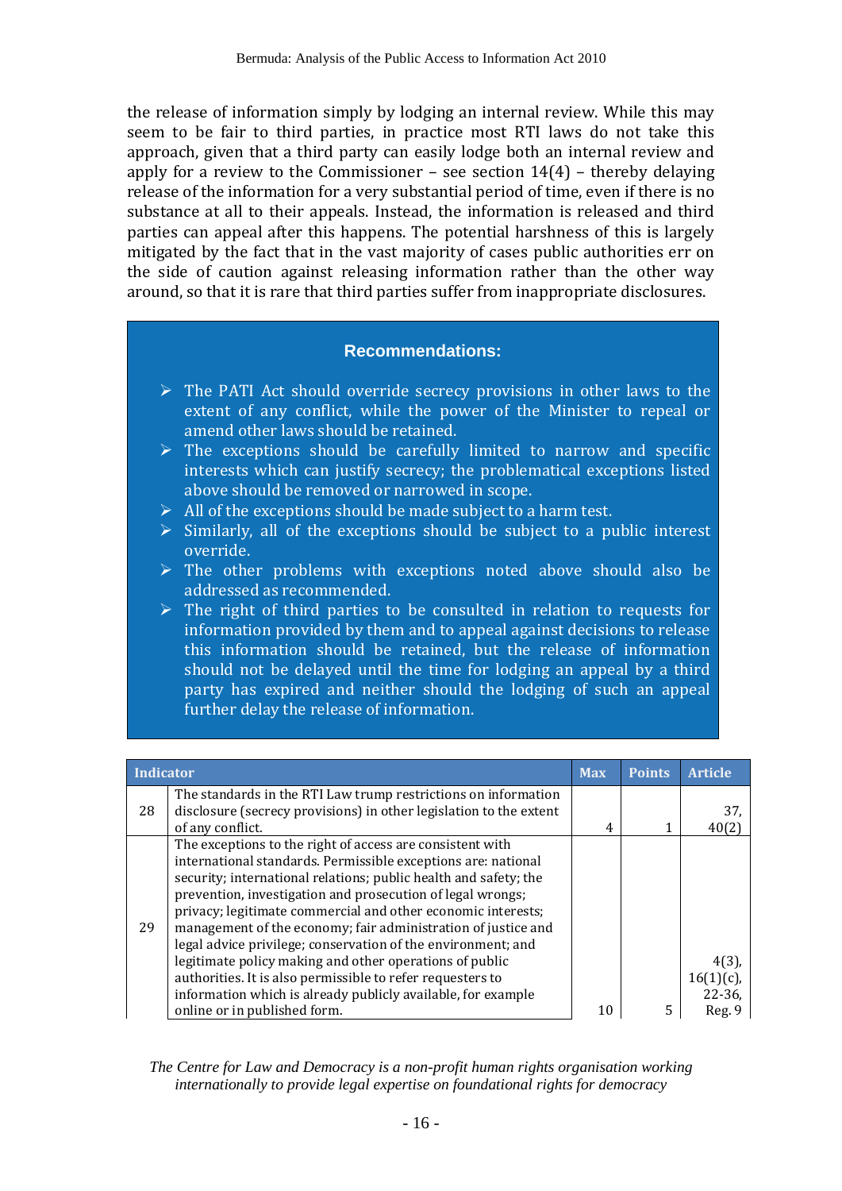the release of information simply by lodging an internal review. While this may seem to be fair to third parties, in practice most RTI laws do not take this approach, given that a third party can easily lodge both an internal review and apply for a review to the Commissioner – see section 14(4) – thereby delaying release of the information for a very substantial period of time, even if there is no substance at all to their appeals. Instead, the information is released and third parties can appeal after this happens. The potential harshness of this is largely mitigated by the fact that in the vast majority of cases public authorities err on the side of caution against releasing information rather than the other way around, so that it is rare that third parties suffer from inappropriate disclosures.

**Recommendations:**

- The PATI Act should override secrecy provisions in other laws to the extent of any conflict, while the power of the Minister to repeal or amend other laws should be retained.
- The exceptions should be carefully limited to narrow and specific interests which can justify secrecy; the problematical exceptions listed above should be removed or narrowed in scope.
- All of the exceptions should be made subject to a harm test.
- Similarly, all of the exceptions should be subject to a public interest override.
- The other problems with exceptions noted above should also be addressed as recommended.
- The right of third parties to be consulted in relation to requests for information provided by them and to appeal against decisions to release this information should be retained, but the release of information should not be delayed until the time for lodging an appeal by a third party has expired and neither should the lodging of such an appeal further delay the release of information.

| | Indicator | Max | Points | Article |
|---|---|---|---|---|
| 28 | The standards in the RTI Law trump restrictions on information disclosure (secrecy provisions) in other legislation to the extent of any conflict. | 4 | 1 | 37, 40(2) |
| 29 | The exceptions to the right of access are consistent with international standards. Permissible exceptions are: national security; international relations; public health and safety; the prevention, investigation and prosecution of legal wrongs; privacy; legitimate commercial and other economic interests; management of the economy; fair administration of justice and legal advice privilege; conservation of the environment; and legitimate policy making and other operations of public authorities. It is also permissible to refer requesters to information which is already publicly available, for example online or in published form. | 10 | 5 | 4(3), 16(1)(c), 22-36, Reg. 9 |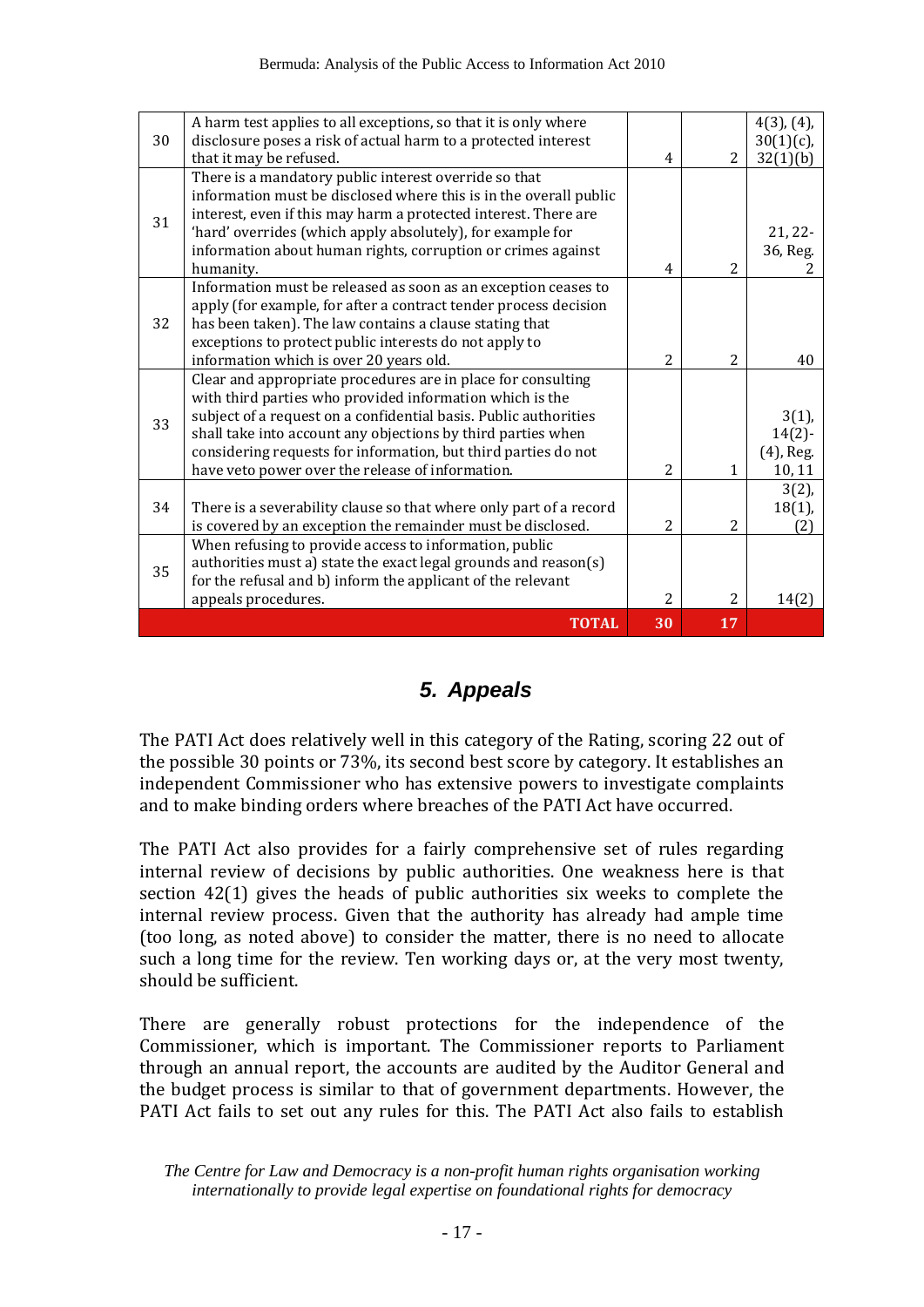| 30 | A harm test applies to all exceptions, so that it is only where disclosure poses a risk of actual harm to a protected interest that it may be refused. | 4 | 2 | 4(3), (4), 30(1)(c), 32(1)(b) |
|---|---|---|---|---|
| 31 | There is a mandatory public interest override so that information must be disclosed where this is in the overall public interest, even if this may harm a protected interest. There are 'hard' overrides (which apply absolutely), for example for information about human rights, corruption or crimes against humanity. | 4 | 2 | 21, 22-36, Reg. 2 |
| 32 | Information must be released as soon as an exception ceases to apply (for example, for after a contract tender process decision has been taken). The law contains a clause stating that exceptions to protect public interests do not apply to information which is over 20 years old. | 2 | 2 | 40 |
| 33 | Clear and appropriate procedures are in place for consulting with third parties who provided information which is the subject of a request on a confidential basis. Public authorities shall take into account any objections by third parties when considering requests for information, but third parties do not have veto power over the release of information. | 2 | 1 | 3(1), 14(2)-(4), Reg. 10, 11 |
| 34 | There is a severability clause so that where only part of a record is covered by an exception the remainder must be disclosed. | 2 | 2 | 3(2), 18(1), (2) |
| 35 | When refusing to provide access to information, public authorities must a) state the exact legal grounds and reason(s) for the refusal and b) inform the applicant of the relevant appeals procedures. | 2 | 2 | 14(2) |
| | **TOTAL** | **30** | **17** | |

## 5. Appeals

The PATI Act does relatively well in this category of the Rating, scoring 22 out of the possible 30 points or 73%, its second best score by category. It establishes an independent Commissioner who has extensive powers to investigate complaints and to make binding orders where breaches of the PATI Act have occurred.

The PATI Act also provides for a fairly comprehensive set of rules regarding internal review of decisions by public authorities. One weakness here is that section 42(1) gives the heads of public authorities six weeks to complete the internal review process. Given that the authority has already had ample time (too long, as noted above) to consider the matter, there is no need to allocate such a long time for the review. Ten working days or, at the very most twenty, should be sufficient.

There are generally robust protections for the independence of the Commissioner, which is important. The Commissioner reports to Parliament through an annual report, the accounts are audited by the Auditor General and the budget process is similar to that of government departments. However, the PATI Act fails to set out any rules for this. The PATI Act also fails to establish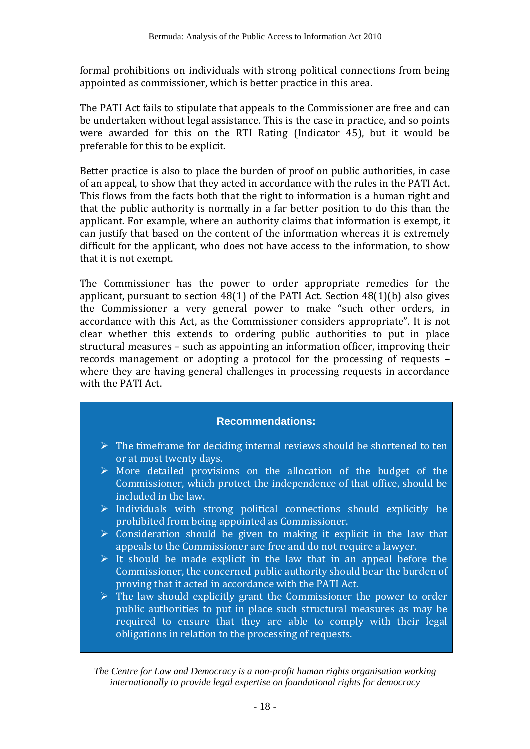formal prohibitions on individuals with strong political connections from being appointed as commissioner, which is better practice in this area.

The PATI Act fails to stipulate that appeals to the Commissioner are free and can be undertaken without legal assistance. This is the case in practice, and so points were awarded for this on the RTI Rating (Indicator 45), but it would be preferable for this to be explicit.

Better practice is also to place the burden of proof on public authorities, in case of an appeal, to show that they acted in accordance with the rules in the PATI Act. This flows from the facts both that the right to information is a human right and that the public authority is normally in a far better position to do this than the applicant. For example, where an authority claims that information is exempt, it can justify that based on the content of the information whereas it is extremely difficult for the applicant, who does not have access to the information, to show that it is not exempt.

The Commissioner has the power to order appropriate remedies for the applicant, pursuant to section 48(1) of the PATI Act. Section 48(1)(b) also gives the Commissioner a very general power to make "such other orders, in accordance with this Act, as the Commissioner considers appropriate". It is not clear whether this extends to ordering public authorities to put in place structural measures – such as appointing an information officer, improving their records management or adopting a protocol for the processing of requests – where they are having general challenges in processing requests in accordance with the PATI Act.

**Recommendations:**

- The timeframe for deciding internal reviews should be shortened to ten or at most twenty days.
- More detailed provisions on the allocation of the budget of the Commissioner, which protect the independence of that office, should be included in the law.
- Individuals with strong political connections should explicitly be prohibited from being appointed as Commissioner.
- Consideration should be given to making it explicit in the law that appeals to the Commissioner are free and do not require a lawyer.
- It should be made explicit in the law that in an appeal before the Commissioner, the concerned public authority should bear the burden of proving that it acted in accordance with the PATI Act.
- The law should explicitly grant the Commissioner the power to order public authorities to put in place such structural measures as may be required to ensure that they are able to comply with their legal obligations in relation to the processing of requests.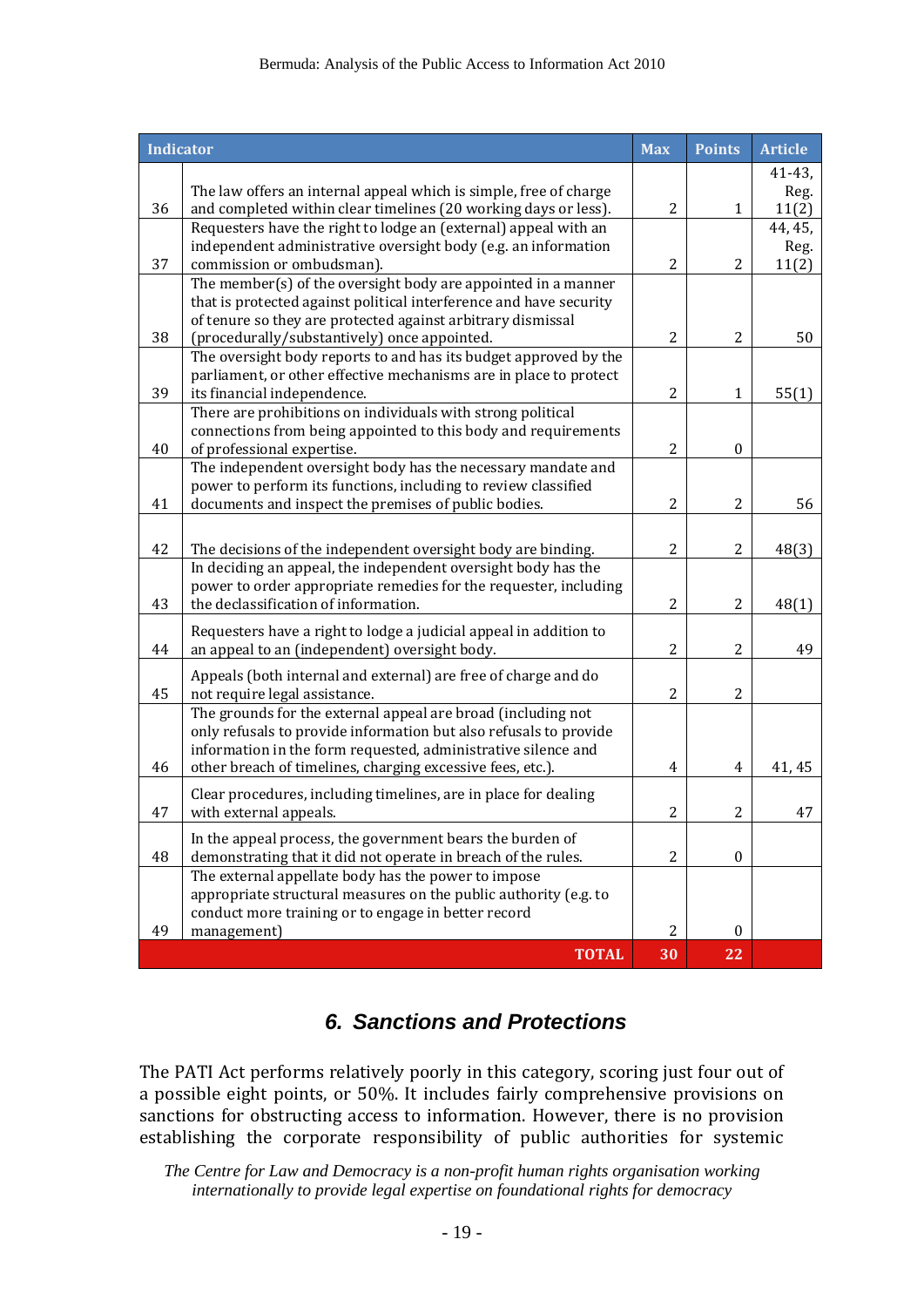| | Indicator | Max | Points | Article |
|---|---|---|---|---|
| 36 | The law offers an internal appeal which is simple, free of charge and completed within clear timelines (20 working days or less). | 2 | 1 | 41-43, Reg. 11(2) |
| 37 | Requesters have the right to lodge an (external) appeal with an independent administrative oversight body (e.g. an information commission or ombudsman). | 2 | 2 | 44, 45, Reg. 11(2) |
| 38 | The member(s) of the oversight body are appointed in a manner that is protected against political interference and have security of tenure so they are protected against arbitrary dismissal (procedurally/substantively) once appointed. | 2 | 2 | 50 |
| 39 | The oversight body reports to and has its budget approved by the parliament, or other effective mechanisms are in place to protect its financial independence. | 2 | 1 | 55(1) |
| 40 | There are prohibitions on individuals with strong political connections from being appointed to this body and requirements of professional expertise. | 2 | 0 | |
| 41 | The independent oversight body has the necessary mandate and power to perform its functions, including to review classified documents and inspect the premises of public bodies. | 2 | 2 | 56 |
| 42 | The decisions of the independent oversight body are binding. | 2 | 2 | 48(3) |
| 43 | In deciding an appeal, the independent oversight body has the power to order appropriate remedies for the requester, including the declassification of information. | 2 | 2 | 48(1) |
| 44 | Requesters have a right to lodge a judicial appeal in addition to an appeal to an (independent) oversight body. | 2 | 2 | 49 |
| 45 | Appeals (both internal and external) are free of charge and do not require legal assistance. | 2 | 2 | |
| 46 | The grounds for the external appeal are broad (including not only refusals to provide information but also refusals to provide information in the form requested, administrative silence and other breach of timelines, charging excessive fees, etc.). | 4 | 4 | 41, 45 |
| 47 | Clear procedures, including timelines, are in place for dealing with external appeals. | 2 | 2 | 47 |
| 48 | In the appeal process, the government bears the burden of demonstrating that it did not operate in breach of the rules. | 2 | 0 | |
| 49 | The external appellate body has the power to impose appropriate structural measures on the public authority (e.g. to conduct more training or to engage in better record management) | 2 | 0 | |
| | **TOTAL** | **30** | **22** | |

## 6. Sanctions and Protections

The PATI Act performs relatively poorly in this category, scoring just four out of a possible eight points, or 50%. It includes fairly comprehensive provisions on sanctions for obstructing access to information. However, there is no provision establishing the corporate responsibility of public authorities for systemic

*The Centre for Law and Democracy is a non-profit human rights organisation working internationally to provide legal expertise on foundational rights for democracy*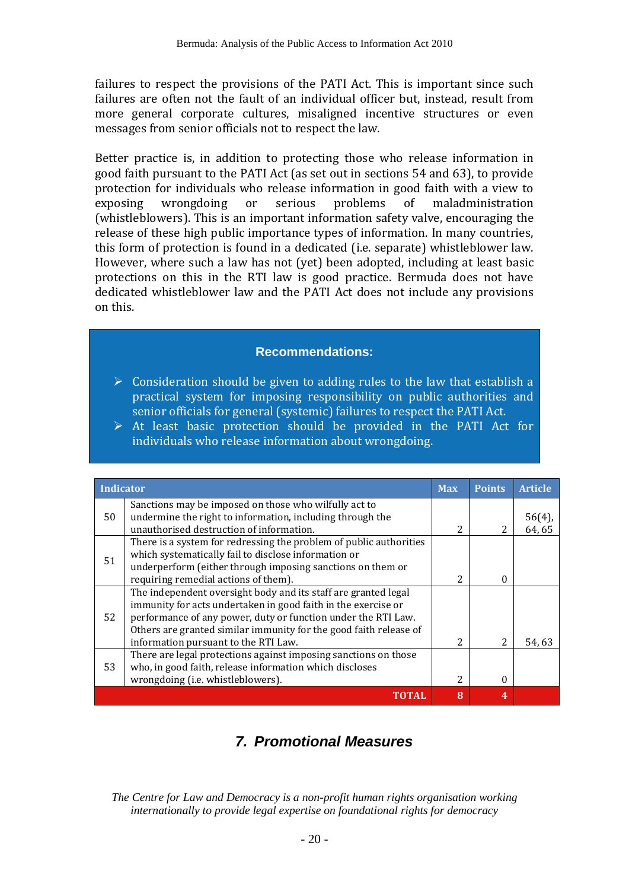failures to respect the provisions of the PATI Act. This is important since such failures are often not the fault of an individual officer but, instead, result from more general corporate cultures, misaligned incentive structures or even messages from senior officials not to respect the law.

Better practice is, in addition to protecting those who release information in good faith pursuant to the PATI Act (as set out in sections 54 and 63), to provide protection for individuals who release information in good faith with a view to exposing wrongdoing or serious problems of maladministration (whistleblowers). This is an important information safety valve, encouraging the release of these high public importance types of information. In many countries, this form of protection is found in a dedicated (i.e. separate) whistleblower law. However, where such a law has not (yet) been adopted, including at least basic protections on this in the RTI law is good practice. Bermuda does not have dedicated whistleblower law and the PATI Act does not include any provisions on this.

**Recommendations:**

- Consideration should be given to adding rules to the law that establish a practical system for imposing responsibility on public authorities and senior officials for general (systemic) failures to respect the PATI Act.
- At least basic protection should be provided in the PATI Act for individuals who release information about wrongdoing.

| Indicator | | Max | Points | Article |
|---|---|---|---|---|
| 50 | Sanctions may be imposed on those who wilfully act to undermine the right to information, including through the unauthorised destruction of information. | 2 | 2 | 56(4), 64, 65 |
| 51 | There is a system for redressing the problem of public authorities which systematically fail to disclose information or underperform (either through imposing sanctions on them or requiring remedial actions of them). | 2 | 0 | |
| 52 | The independent oversight body and its staff are granted legal immunity for acts undertaken in good faith in the exercise or performance of any power, duty or function under the RTI Law. Others are granted similar immunity for the good faith release of information pursuant to the RTI Law. | 2 | 2 | 54, 63 |
| 53 | There are legal protections against imposing sanctions on those who, in good faith, release information which discloses wrongdoing (i.e. whistleblowers). | 2 | 0 | |
| | **TOTAL** | **8** | **4** | |

## *7. Promotional Measures*

*The Centre for Law and Democracy is a non-profit human rights organisation working internationally to provide legal expertise on foundational rights for democracy*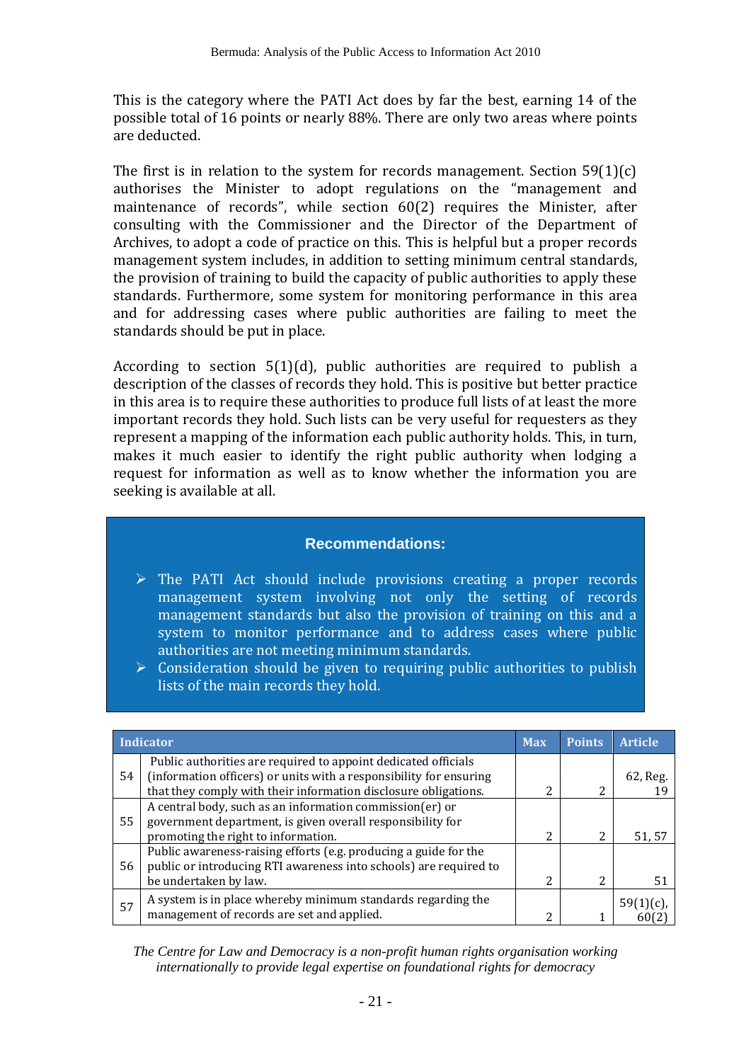This is the category where the PATI Act does by far the best, earning 14 of the possible total of 16 points or nearly 88%. There are only two areas where points are deducted.

The first is in relation to the system for records management. Section 59(1)(c) authorises the Minister to adopt regulations on the "management and maintenance of records", while section 60(2) requires the Minister, after consulting with the Commissioner and the Director of the Department of Archives, to adopt a code of practice on this. This is helpful but a proper records management system includes, in addition to setting minimum central standards, the provision of training to build the capacity of public authorities to apply these standards. Furthermore, some system for monitoring performance in this area and for addressing cases where public authorities are failing to meet the standards should be put in place.

According to section 5(1)(d), public authorities are required to publish a description of the classes of records they hold. This is positive but better practice in this area is to require these authorities to produce full lists of at least the more important records they hold. Such lists can be very useful for requesters as they represent a mapping of the information each public authority holds. This, in turn, makes it much easier to identify the right public authority when lodging a request for information as well as to know whether the information you are seeking is available at all.

**Recommendations:**

- The PATI Act should include provisions creating a proper records management system involving not only the setting of records management standards but also the provision of training on this and a system to monitor performance and to address cases where public authorities are not meeting minimum standards.
- Consideration should be given to requiring public authorities to publish lists of the main records they hold.

| | Indicator | Max | Points | Article |
|---|---|---|---|---|
| 54 | Public authorities are required to appoint dedicated officials (information officers) or units with a responsibility for ensuring that they comply with their information disclosure obligations. | 2 | 2 | 62, Reg. 19 |
| 55 | A central body, such as an information commission(er) or government department, is given overall responsibility for promoting the right to information. | 2 | 2 | 51, 57 |
| 56 | Public awareness-raising efforts (e.g. producing a guide for the public or introducing RTI awareness into schools) are required to be undertaken by law. | 2 | 2 | 51 |
| 57 | A system is in place whereby minimum standards regarding the management of records are set and applied. | 2 | 1 | 59(1)(c), 60(2) |

*The Centre for Law and Democracy is a non-profit human rights organisation working internationally to provide legal expertise on foundational rights for democracy*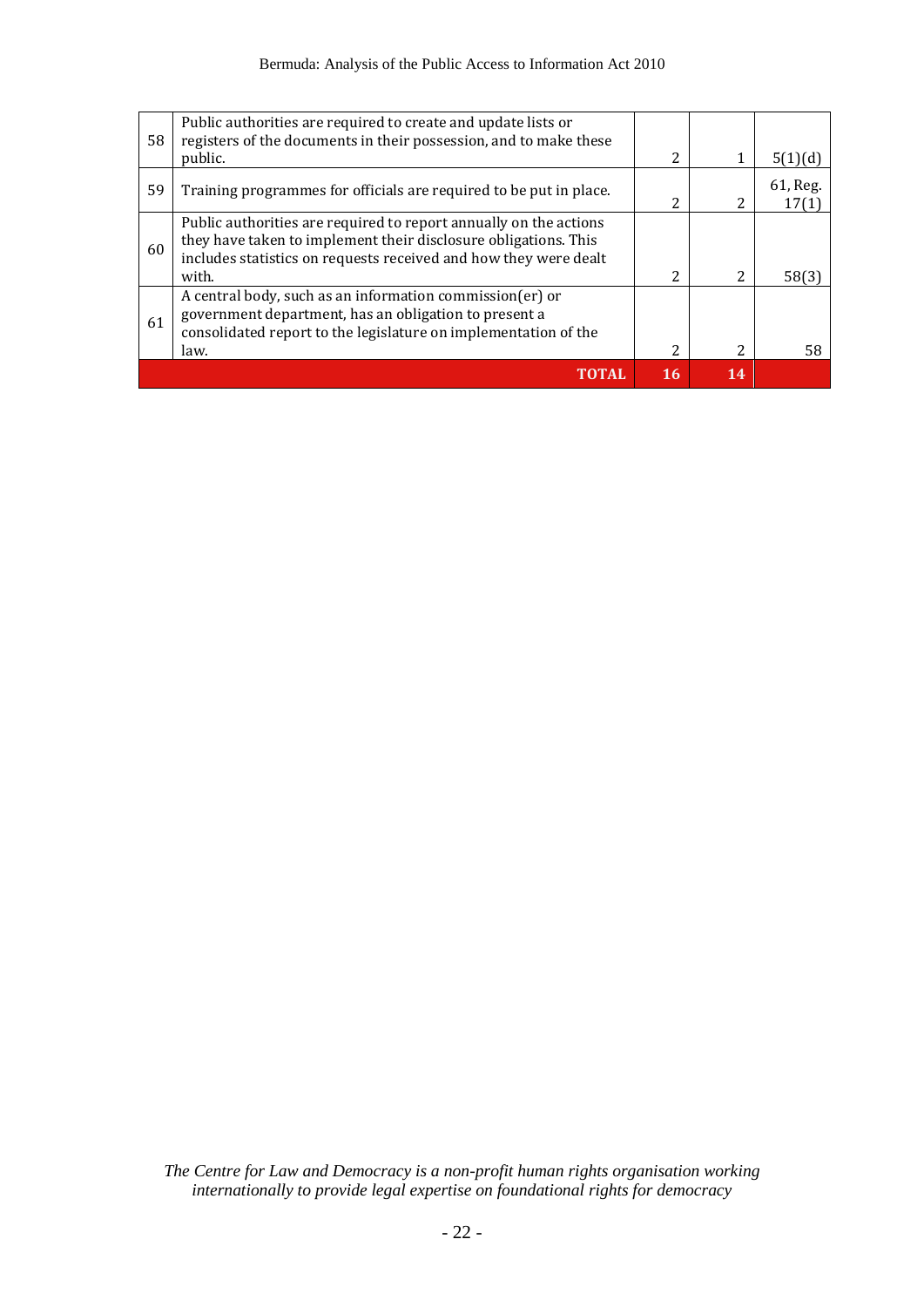| | | | | |
|---|---|---|---|---|
| 58 | Public authorities are required to create and update lists or registers of the documents in their possession, and to make these public. | 2 | 1 | 5(1)(d) |
| 59 | Training programmes for officials are required to be put in place. | 2 | 2 | 61, Reg. 17(1) |
| 60 | Public authorities are required to report annually on the actions they have taken to implement their disclosure obligations. This includes statistics on requests received and how they were dealt with. | 2 | 2 | 58(3) |
| 61 | A central body, such as an information commission(er) or government department, has an obligation to present a consolidated report to the legislature on implementation of the law. | 2 | 2 | 58 |
| | **TOTAL** | **16** | **14** | |

*The Centre for Law and Democracy is a non-profit human rights organisation working internationally to provide legal expertise on foundational rights for democracy*